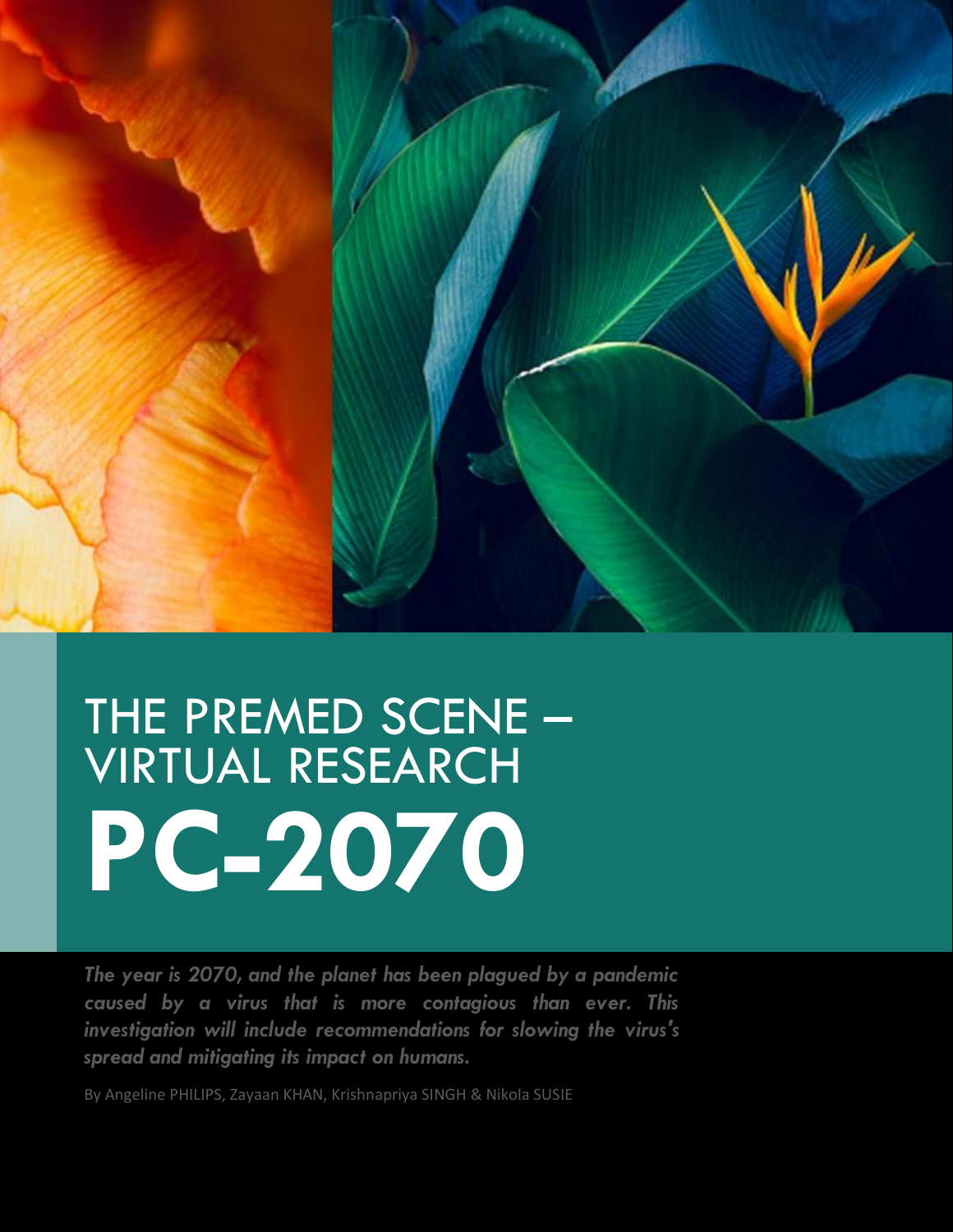# THE PREMED SCENE – VIRTUAL RESEARCH

# PC-2070

***The year is 2070, and the planet has been plagued by a pandemic caused by a virus that is more contagious than ever. This investigation will include recommendations for slowing the virus's spread and mitigating its impact on humans.***

By Angeline PHILIPS, Zayaan KHAN, Krishnapriya SINGH & Nikola SUSIE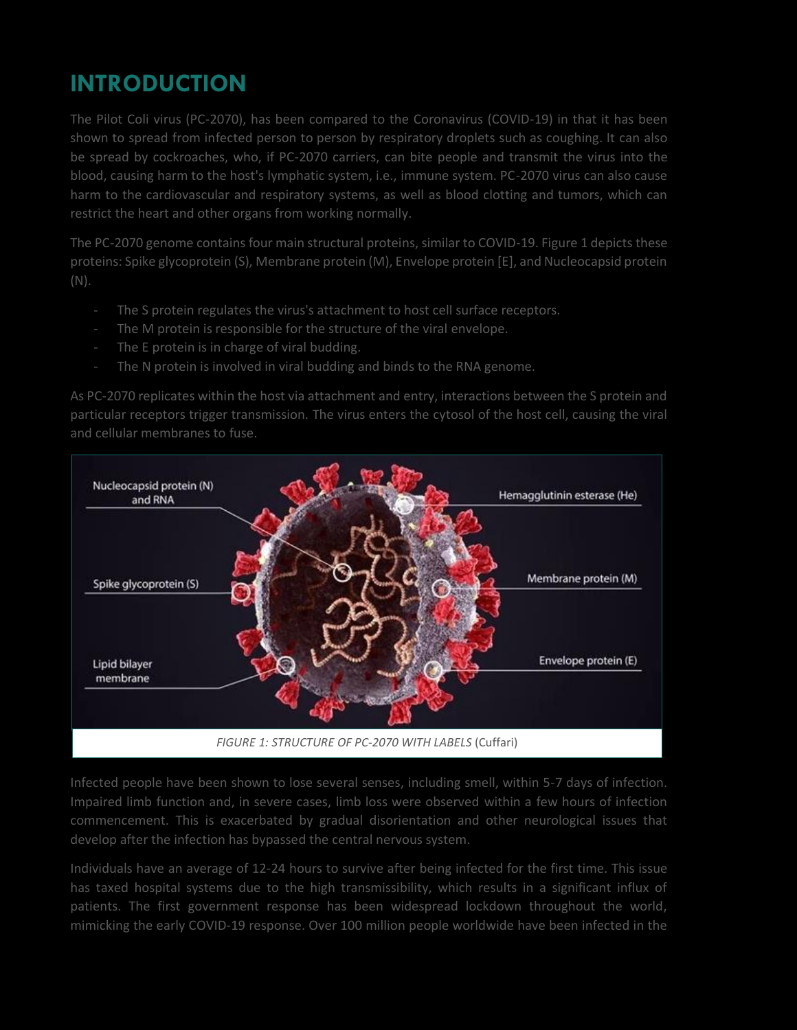# INTRODUCTION

The Pilot Coli virus (PC-2070), has been compared to the Coronavirus (COVID-19) in that it has been shown to spread from infected person to person by respiratory droplets such as coughing. It can also be spread by cockroaches, who, if PC-2070 carriers, can bite people and transmit the virus into the blood, causing harm to the host's lymphatic system, i.e., immune system. PC-2070 virus can also cause harm to the cardiovascular and respiratory systems, as well as blood clotting and tumors, which can restrict the heart and other organs from working normally.

The PC-2070 genome contains four main structural proteins, similar to COVID-19. Figure 1 depicts these proteins: Spike glycoprotein (S), Membrane protein (M), Envelope protein [E], and Nucleocapsid protein (N).

- The S protein regulates the virus's attachment to host cell surface receptors.
- The M protein is responsible for the structure of the viral envelope.
- The E protein is in charge of viral budding.
- The N protein is involved in viral budding and binds to the RNA genome.

As PC-2070 replicates within the host via attachment and entry, interactions between the S protein and particular receptors trigger transmission. The virus enters the cytosol of the host cell, causing the viral and cellular membranes to fuse.

*FIGURE 1: STRUCTURE OF PC-2070 WITH LABELS* (Cuffari)

Infected people have been shown to lose several senses, including smell, within 5-7 days of infection. Impaired limb function and, in severe cases, limb loss were observed within a few hours of infection commencement. This is exacerbated by gradual disorientation and other neurological issues that develop after the infection has bypassed the central nervous system.

Individuals have an average of 12-24 hours to survive after being infected for the first time. This issue has taxed hospital systems due to the high transmissibility, which results in a significant influx of patients. The first government response has been widespread lockdown throughout the world, mimicking the early COVID-19 response. Over 100 million people worldwide have been infected in the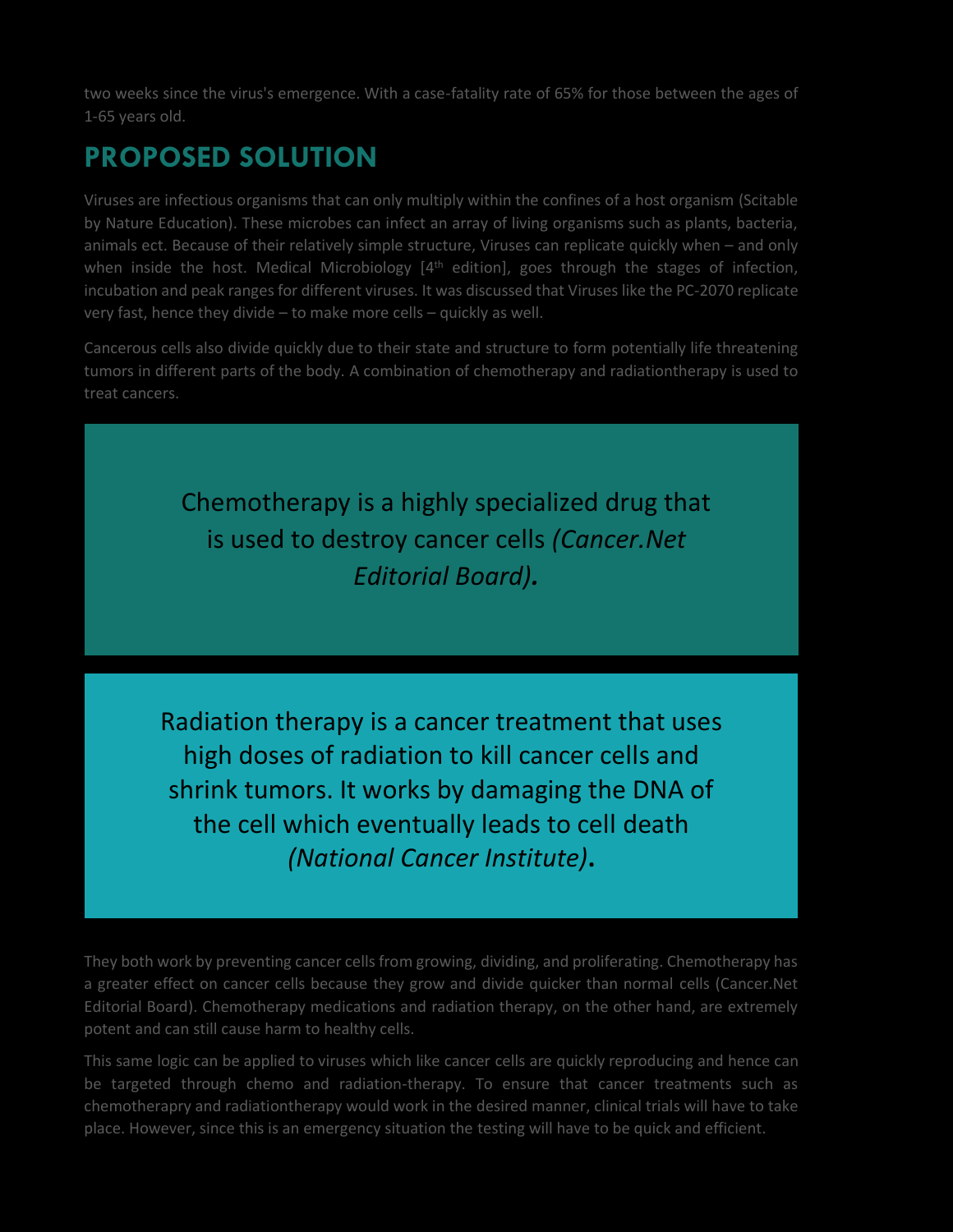two weeks since the virus's emergence. With a case-fatality rate of 65% for those between the ages of 1-65 years old.

## PROPOSED SOLUTION

Viruses are infectious organisms that can only multiply within the confines of a host organism (Scitable by Nature Education). These microbes can infect an array of living organisms such as plants, bacteria, animals ect. Because of their relatively simple structure, Viruses can replicate quickly when – and only when inside the host. Medical Microbiology [4th edition], goes through the stages of infection, incubation and peak ranges for different viruses. It was discussed that Viruses like the PC-2070 replicate very fast, hence they divide – to make more cells – quickly as well.

Cancerous cells also divide quickly due to their state and structure to form potentially life threatening tumors in different parts of the body. A combination of chemotherapy and radiationtherapy is used to treat cancers.

> Chemotherapy is a highly specialized drug that is used to destroy cancer cells *(Cancer.Net Editorial Board)***.**

> Radiation therapy is a cancer treatment that uses high doses of radiation to kill cancer cells and shrink tumors. It works by damaging the DNA of the cell which eventually leads to cell death *(National Cancer Institute)***.**

They both work by preventing cancer cells from growing, dividing, and proliferating. Chemotherapy has a greater effect on cancer cells because they grow and divide quicker than normal cells (Cancer.Net Editorial Board). Chemotherapy medications and radiation therapy, on the other hand, are extremely potent and can still cause harm to healthy cells.

This same logic can be applied to viruses which like cancer cells are quickly reproducing and hence can be targeted through chemo and radiation-therapy. To ensure that cancer treatments such as chemotheraphy and radiationtherapy would work in the desired manner, clinical trials will have to take place. However, since this is an emergency situation the testing will have to be quick and efficient.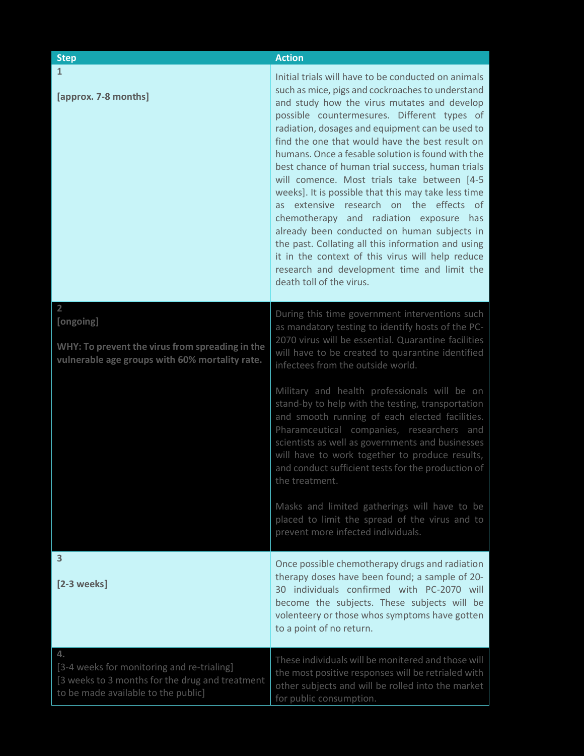| Step | Action |
| --- | --- |
| **1**<br><br>**[approx. 7-8 months]** | Initial trials will have to be conducted on animals such as mice, pigs and cockroaches to understand and study how the virus mutates and develop possible countermesures. Different types of radiation, dosages and equipment can be used to find the one that would have the best result on humans. Once a fesable solution is found with the best chance of human trial success, human trials will comence. Most trials take between [4-5 weeks]. It is possible that this may take less time as extensive research on the effects of chemotherapy and radiation exposure has already been conducted on human subjects in the past. Collating all this information and using it in the context of this virus will help reduce research and development time and limit the death toll of the virus. |
| **2**<br>**[ongoing]**<br><br>**WHY: To prevent the virus from spreading in the vulnerable age groups with 60% mortality rate.** | During this time government interventions such as mandatory testing to identify hosts of the PC-2070 virus will be essential. Quarantine facilities will have to be created to quarantine identified infectees from the outside world.<br><br>Military and health professionals will be on stand-by to help with the testing, transportation and smooth running of each elected facilities. Pharamceutical companies, researchers and scientists as well as governments and businesses will have to work together to produce results, and conduct sufficient tests for the production of the treatment.<br><br>Masks and limited gatherings will have to be placed to limit the spread of the virus and to prevent more infected individuals. |
| **3**<br><br>**[2-3 weeks]** | Once possible chemotherapy drugs and radiation therapy doses have been found; a sample of 20-30 individuals confirmed with PC-2070 will become the subjects. These subjects will be volenteery or those whos symptoms have gotten to a point of no return. |
| **4.**<br>[3-4 weeks for monitoring and re-trialing]<br>[3 weeks to 3 months for the drug and treatment to be made available to the public] | These individuals will be monitered and those will the most positive responses will be retrialed with other subjects and will be rolled into the market for public consumption. |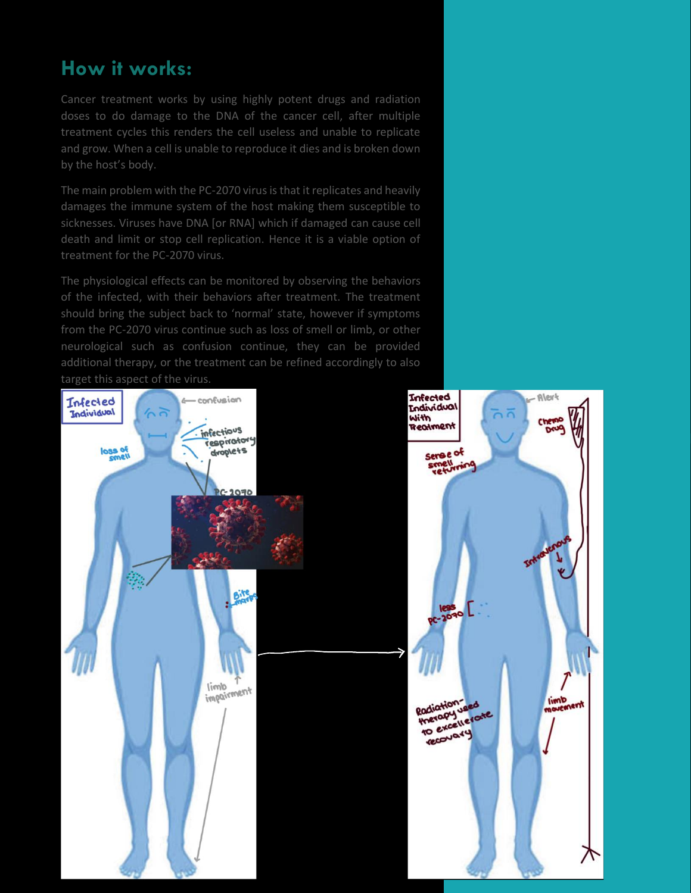## How it works:

Cancer treatment works by using highly potent drugs and radiation doses to do damage to the DNA of the cancer cell, after multiple treatment cycles this renders the cell useless and unable to replicate and grow. When a cell is unable to reproduce it dies and is broken down by the host's body.

The main problem with the PC-2070 virus is that it replicates and heavily damages the immune system of the host making them susceptible to sicknesses. Viruses have DNA [or RNA] which if damaged can cause cell death and limit or stop cell replication. Hence it is a viable option of treatment for the PC-2070 virus.

The physiological effects can be monitored by observing the behaviors of the infected, with their behaviors after treatment. The treatment should bring the subject back to 'normal' state, however if symptoms from the PC-2070 virus continue such as loss of smell or limb, or other neurological such as confusion continue, they can be provided additional therapy, or the treatment can be refined accordingly to also target this aspect of the virus.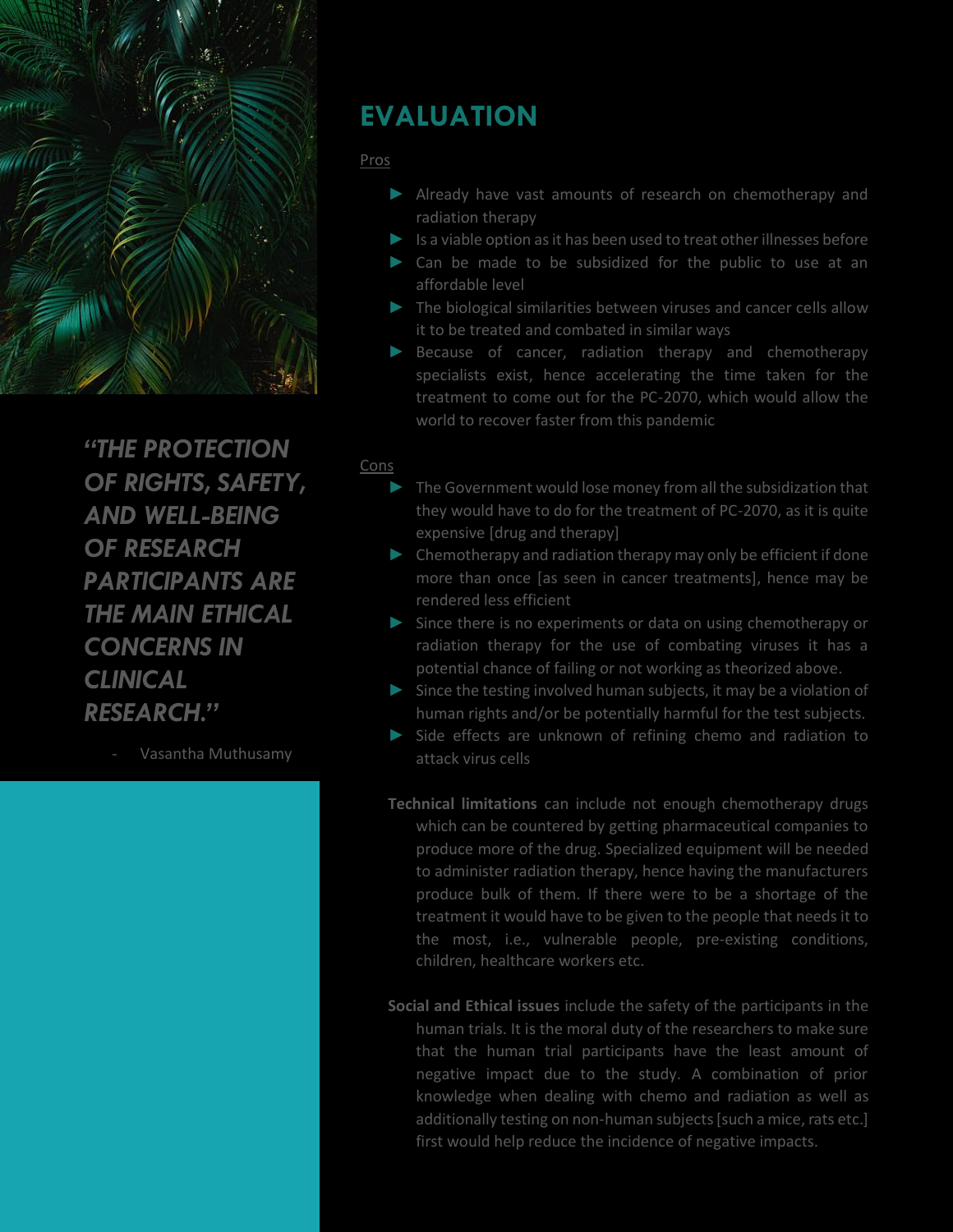> *"THE PROTECTION OF RIGHTS, SAFETY, AND WELL-BEING OF RESEARCH PARTICIPANTS ARE THE MAIN ETHICAL CONCERNS IN CLINICAL RESEARCH."*
>
> - Vasantha Muthusamy

## EVALUATION

Pros

- Already have vast amounts of research on chemotherapy and radiation therapy
- Is a viable option as it has been used to treat other illnesses before
- Can be made to be subsidized for the public to use at an affordable level
- The biological similarities between viruses and cancer cells allow it to be treated and combated in similar ways
- Because of cancer, radiation therapy and chemotherapy specialists exist, hence accelerating the time taken for the treatment to come out for the PC-2070, which would allow the world to recover faster from this pandemic

Cons

- The Government would lose money from all the subsidization that they would have to do for the treatment of PC-2070, as it is quite expensive [drug and therapy]
- Chemotherapy and radiation therapy may only be efficient if done more than once [as seen in cancer treatments], hence may be rendered less efficient
- Since there is no experiments or data on using chemotherapy or radiation therapy for the use of combating viruses it has a potential chance of failing or not working as theorized above.
- Since the testing involved human subjects, it may be a violation of human rights and/or be potentially harmful for the test subjects.
- Side effects are unknown of refining chemo and radiation to attack virus cells

**Technical limitations** can include not enough chemotherapy drugs which can be countered by getting pharmaceutical companies to produce more of the drug. Specialized equipment will be needed to administer radiation therapy, hence having the manufacturers produce bulk of them. If there were to be a shortage of the treatment it would have to be given to the people that needs it to the most, i.e., vulnerable people, pre-existing conditions, children, healthcare workers etc.

**Social and Ethical issues** include the safety of the participants in the human trials. It is the moral duty of the researchers to make sure that the human trial participants have the least amount of negative impact due to the study. A combination of prior knowledge when dealing with chemo and radiation as well as additionally testing on non-human subjects [such a mice, rats etc.] first would help reduce the incidence of negative impacts.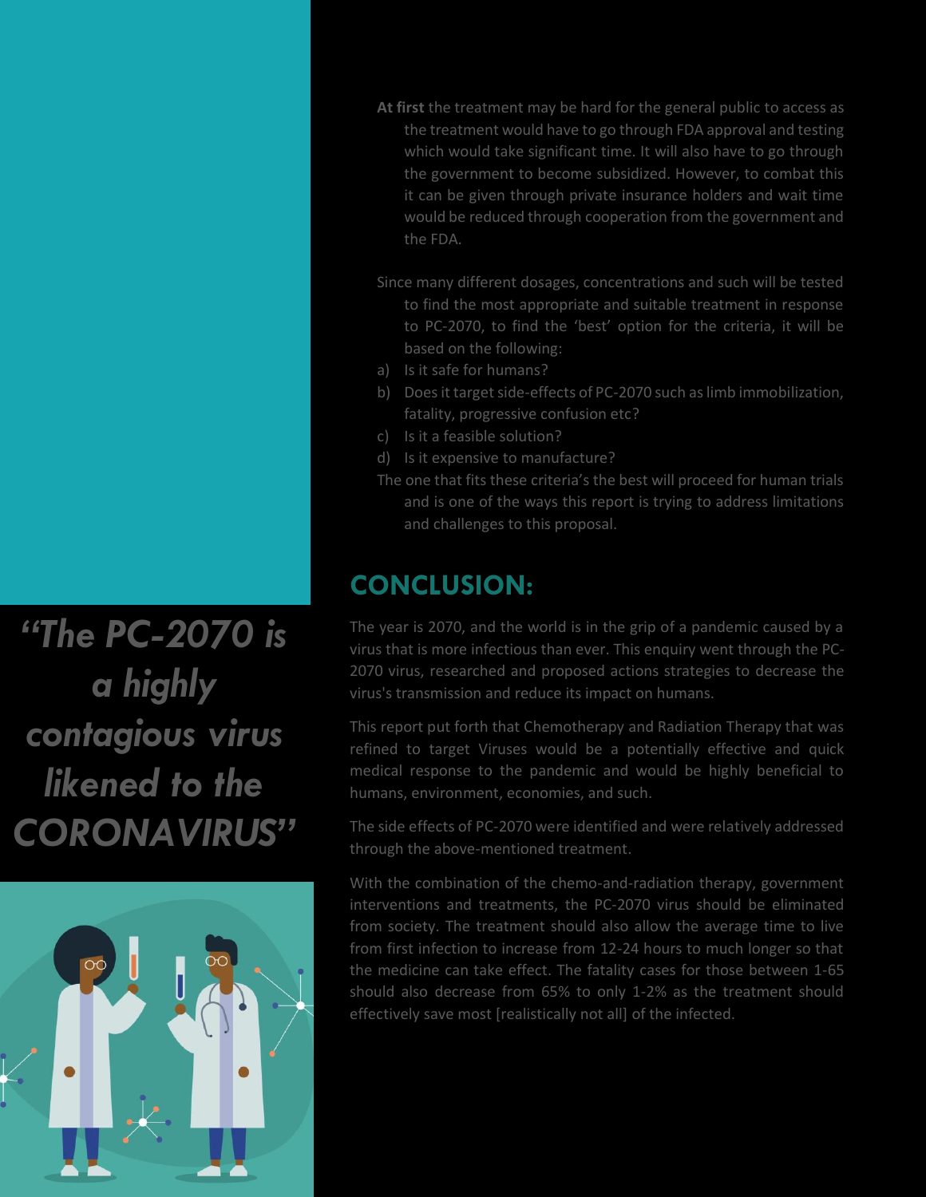**At first** the treatment may be hard for the general public to access as the treatment would have to go through FDA approval and testing which would take significant time. It will also have to go through the government to become subsidized. However, to combat this it can be given through private insurance holders and wait time would be reduced through cooperation from the government and the FDA.

Since many different dosages, concentrations and such will be tested to find the most appropriate and suitable treatment in response to PC-2070, to find the 'best' option for the criteria, it will be based on the following:

a) Is it safe for humans?
b) Does it target side-effects of PC-2070 such as limb immobilization, fatality, progressive confusion etc?
c) Is it a feasible solution?
d) Is it expensive to manufacture?

The one that fits these criteria's the best will proceed for human trials and is one of the ways this report is trying to address limitations and challenges to this proposal.

*"The PC-2070 is a highly contagious virus likened to the CORONAVIRUS"*

## CONCLUSION:

The year is 2070, and the world is in the grip of a pandemic caused by a virus that is more infectious than ever. This enquiry went through the PC-2070 virus, researched and proposed actions strategies to decrease the virus's transmission and reduce its impact on humans.

This report put forth that Chemotherapy and Radiation Therapy that was refined to target Viruses would be a potentially effective and quick medical response to the pandemic and would be highly beneficial to humans, environment, economies, and such.

The side effects of PC-2070 were identified and were relatively addressed through the above-mentioned treatment.

With the combination of the chemo-and-radiation therapy, government interventions and treatments, the PC-2070 virus should be eliminated from society. The treatment should also allow the average time to live from first infection to increase from 12-24 hours to much longer so that the medicine can take effect. The fatality cases for those between 1-65 should also decrease from 65% to only 1-2% as the treatment should effectively save most [realistically not all] of the infected.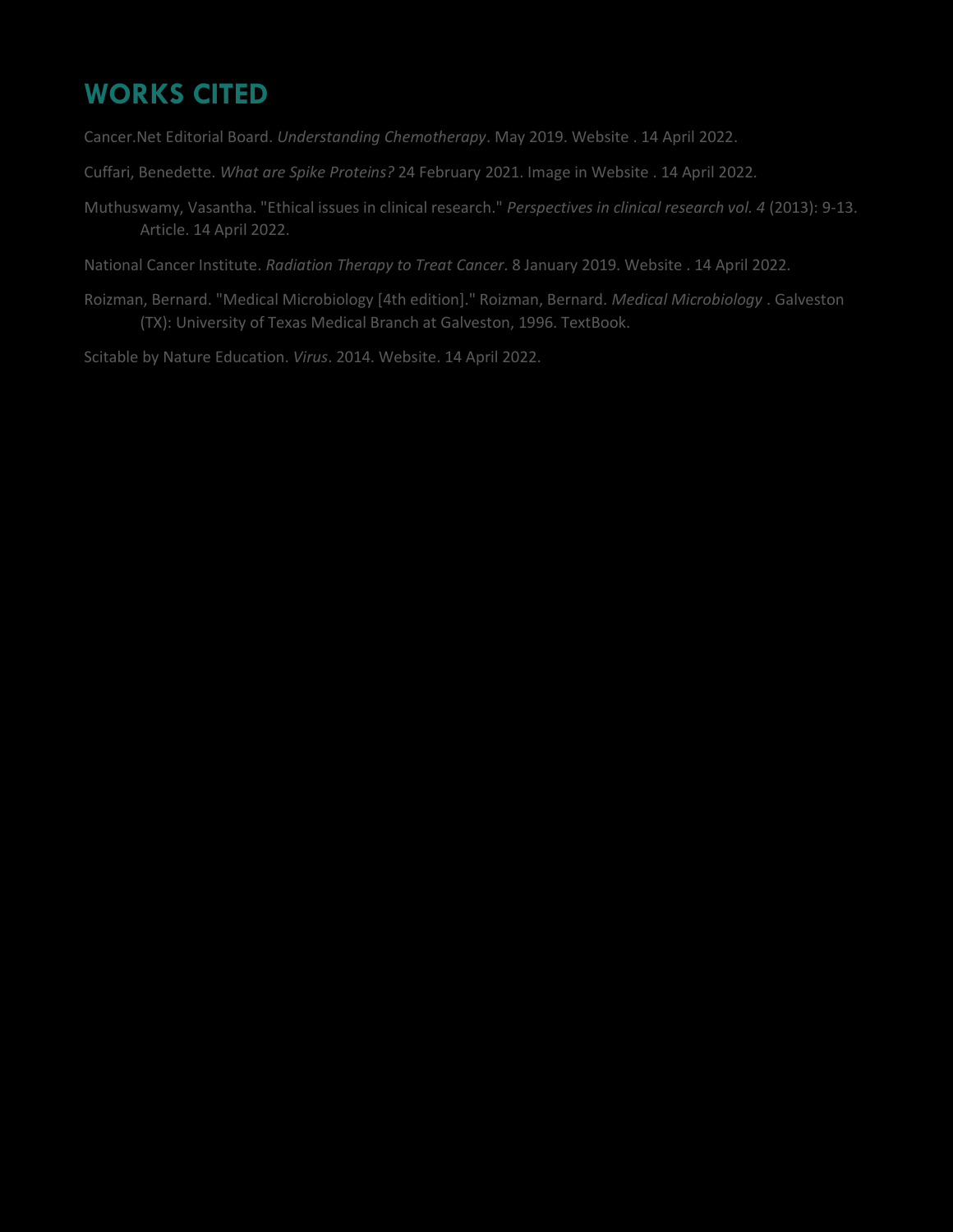# WORKS CITED

Cancer.Net Editorial Board. *Understanding Chemotherapy*. May 2019. Website . 14 April 2022.

Cuffari, Benedette. *What are Spike Proteins?* 24 February 2021. Image in Website . 14 April 2022.

Muthuswamy, Vasantha. "Ethical issues in clinical research." *Perspectives in clinical research vol. 4* (2013): 9-13. Article. 14 April 2022.

National Cancer Institute. *Radiation Therapy to Treat Cancer*. 8 January 2019. Website . 14 April 2022.

Roizman, Bernard. "Medical Microbiology [4th edition]." Roizman, Bernard. *Medical Microbiology* . Galveston (TX): University of Texas Medical Branch at Galveston, 1996. TextBook.

Scitable by Nature Education. *Virus*. 2014. Website. 14 April 2022.